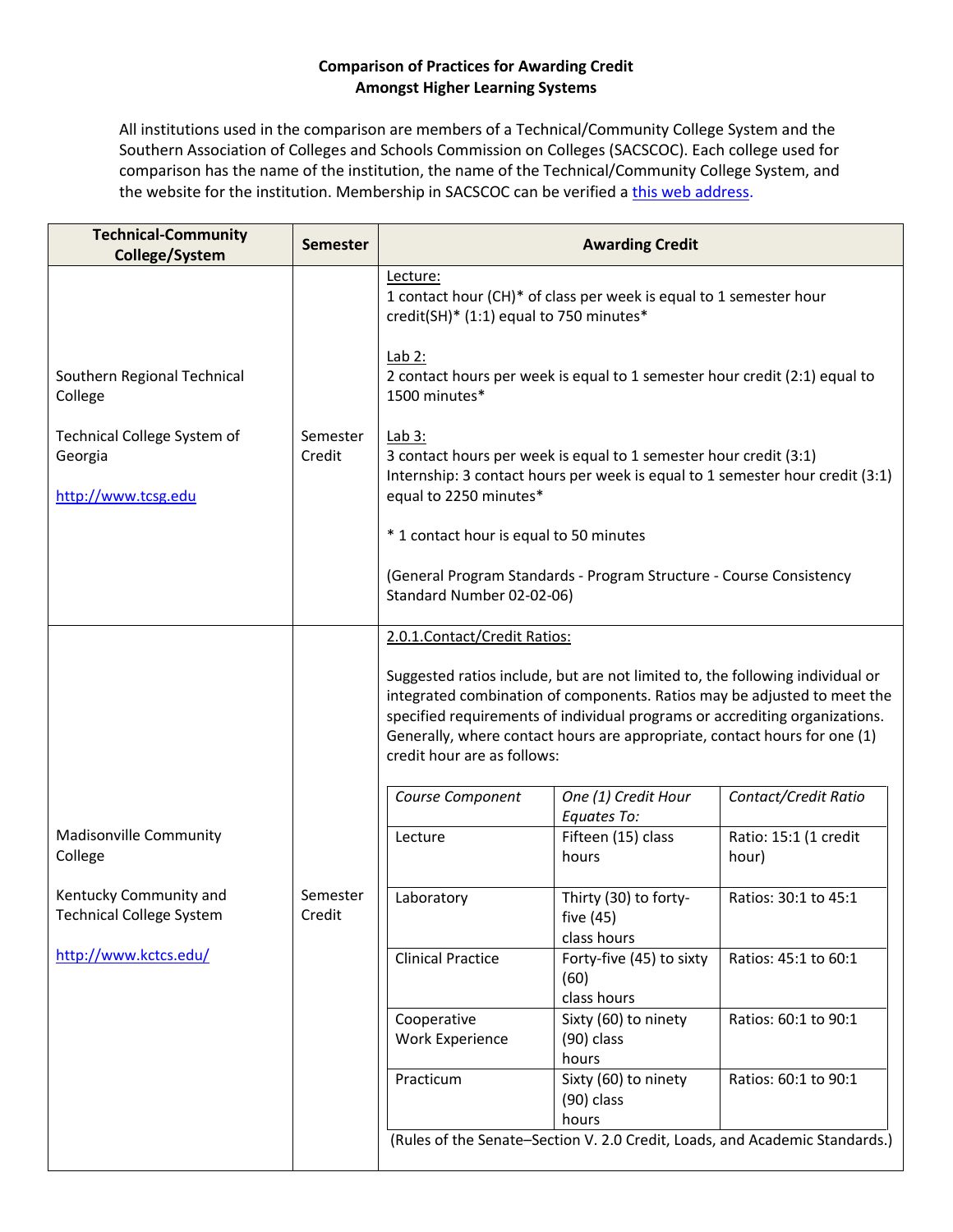**Comparison of Practices for Awarding Credit**
**Amongst Higher Learning Systems**

All institutions used in the comparison are members of a Technical/Community College System and the Southern Association of Colleges and Schools Commission on Colleges (SACSCOC). Each college used for comparison has the name of the institution, the name of the Technical/Community College System, and the website for the institution. Membership in SACSCOC can be verified a [this web address](#).

| Technical-Community College/System | Semester | Awarding Credit |
|---|---|---|
| Southern Regional Technical College<br><br>Technical College System of Georgia<br><br>[http://www.tcsg.edu](http://www.tcsg.edu) | Semester Credit | Lecture:<br>1 contact hour (CH)* of class per week is equal to 1 semester hour credit(SH)* (1:1) equal to 750 minutes*<br><br>Lab 2:<br>2 contact hours per week is equal to 1 semester hour credit (2:1) equal to 1500 minutes*<br><br>Lab 3:<br>3 contact hours per week is equal to 1 semester hour credit (3:1)<br>Internship: 3 contact hours per week is equal to 1 semester hour credit (3:1) equal to 2250 minutes*<br><br>* 1 contact hour is equal to 50 minutes<br><br>(General Program Standards - Program Structure - Course Consistency Standard Number 02-02-06) |
| Madisonville Community College<br><br>Kentucky Community and Technical College System<br><br>[http://www.kctcs.edu/](http://www.kctcs.edu/) | Semester Credit | 2.0.1.Contact/Credit Ratios:<br><br>Suggested ratios include, but are not limited to, the following individual or integrated combination of components. Ratios may be adjusted to meet the specified requirements of individual programs or accrediting organizations. Generally, where contact hours are appropriate, contact hours for one (1) credit hour are as follows:<br><br>*Course Component* / *One (1) Credit Hour Equates To:* / *Contact/Credit Ratio*<br>Lecture / Fifteen (15) class hours / Ratio: 15:1 (1 credit hour)<br>Laboratory / Thirty (30) to forty-five (45) class hours / Ratios: 30:1 to 45:1<br>Clinical Practice / Forty-five (45) to sixty (60) class hours / Ratios: 45:1 to 60:1<br>Cooperative Work Experience / Sixty (60) to ninety (90) class hours / Ratios: 60:1 to 90:1<br>Practicum / Sixty (60) to ninety (90) class hours / Ratios: 60:1 to 90:1<br><br>(Rules of the Senate–Section V. 2.0 Credit, Loads, and Academic Standards.) |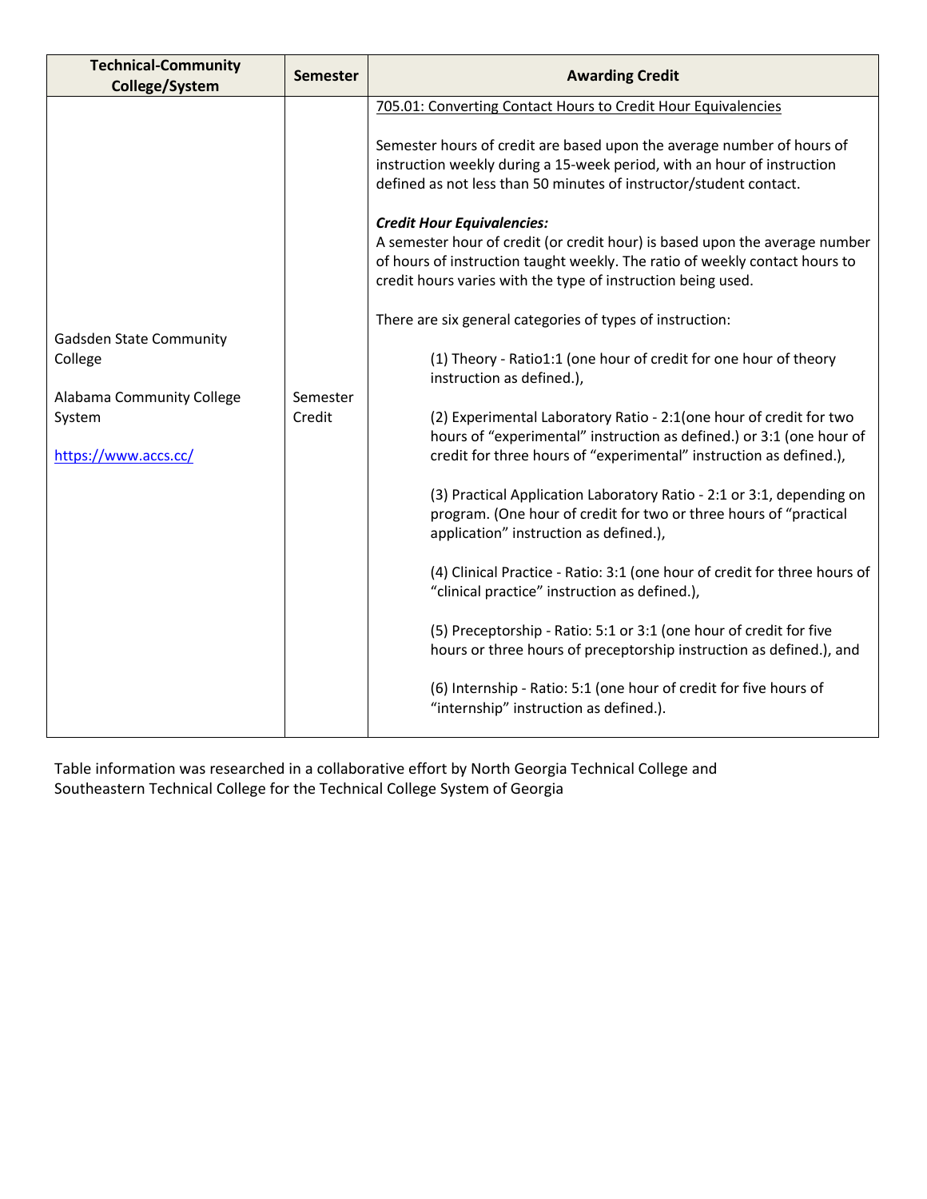| Technical-Community College/System | Semester | Awarding Credit |
|---|---|---|
| Gadsden State Community College<br><br>Alabama Community College System<br><br>https://www.accs.cc/ | Semester Credit | 705.01: Converting Contact Hours to Credit Hour Equivalencies<br><br>Semester hours of credit are based upon the average number of hours of instruction weekly during a 15-week period, with an hour of instruction defined as not less than 50 minutes of instructor/student contact.<br><br>***Credit Hour Equivalencies:***<br>A semester hour of credit (or credit hour) is based upon the average number of hours of instruction taught weekly. The ratio of weekly contact hours to credit hours varies with the type of instruction being used.<br><br>There are six general categories of types of instruction:<br><br>(1) Theory - Ratio1:1 (one hour of credit for one hour of theory instruction as defined.),<br><br>(2) Experimental Laboratory Ratio - 2:1(one hour of credit for two hours of "experimental" instruction as defined.) or 3:1 (one hour of credit for three hours of "experimental" instruction as defined.),<br><br>(3) Practical Application Laboratory Ratio - 2:1 or 3:1, depending on program. (One hour of credit for two or three hours of "practical application" instruction as defined.),<br><br>(4) Clinical Practice - Ratio: 3:1 (one hour of credit for three hours of "clinical practice" instruction as defined.),<br><br>(5) Preceptorship - Ratio: 5:1 or 3:1 (one hour of credit for five hours or three hours of preceptorship instruction as defined.), and<br><br>(6) Internship - Ratio: 5:1 (one hour of credit for five hours of "internship" instruction as defined.). |

Table information was researched in a collaborative effort by North Georgia Technical College and Southeastern Technical College for the Technical College System of Georgia